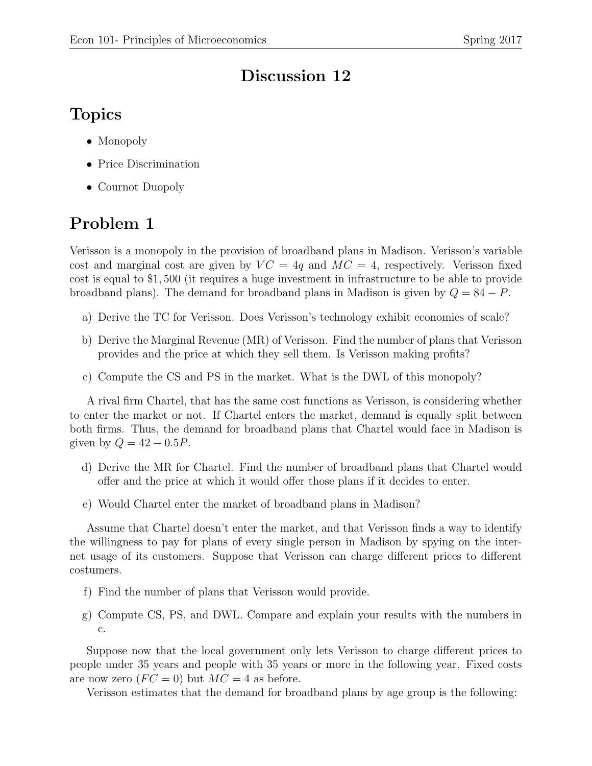# Discussion 12

## Topics

- Monopoly
- Price Discrimination
- Cournot Duopoly

## Problem 1

Verisson is a monopoly in the provision of broadband plans in Madison. Verisson's variable cost and marginal cost are given by $VC = 4q$ and $MC = 4$, respectively. Verisson fixed cost is equal to $1,500 (it requires a huge investment in infrastructure to be able to provide broadband plans). The demand for broadband plans in Madison is given by $Q = 84 - P$.

a) Derive the TC for Verisson. Does Verisson's technology exhibit economies of scale?

b) Derive the Marginal Revenue (MR) of Verisson. Find the number of plans that Verisson provides and the price at which they sell them. Is Verisson making profits?

c) Compute the CS and PS in the market. What is the DWL of this monopoly?

A rival firm Chartel, that has the same cost functions as Verisson, is considering whether to enter the market or not. If Chartel enters the market, demand is equally split between both firms. Thus, the demand for broadband plans that Chartel would face in Madison is given by $Q = 42 - 0.5P$.

d) Derive the MR for Chartel. Find the number of broadband plans that Chartel would offer and the price at which it would offer those plans if it decides to enter.

e) Would Chartel enter the market of broadband plans in Madison?

Assume that Chartel doesn't enter the market, and that Verisson finds a way to identify the willingness to pay for plans of every single person in Madison by spying on the internet usage of its customers. Suppose that Verisson can charge different prices to different costumers.

f) Find the number of plans that Verisson would provide.

g) Compute CS, PS, and DWL. Compare and explain your results with the numbers in c.

Suppose now that the local government only lets Verisson to charge different prices to people under 35 years and people with 35 years or more in the following year. Fixed costs are now zero ($FC = 0$) but $MC = 4$ as before.

Verisson estimates that the demand for broadband plans by age group is the following: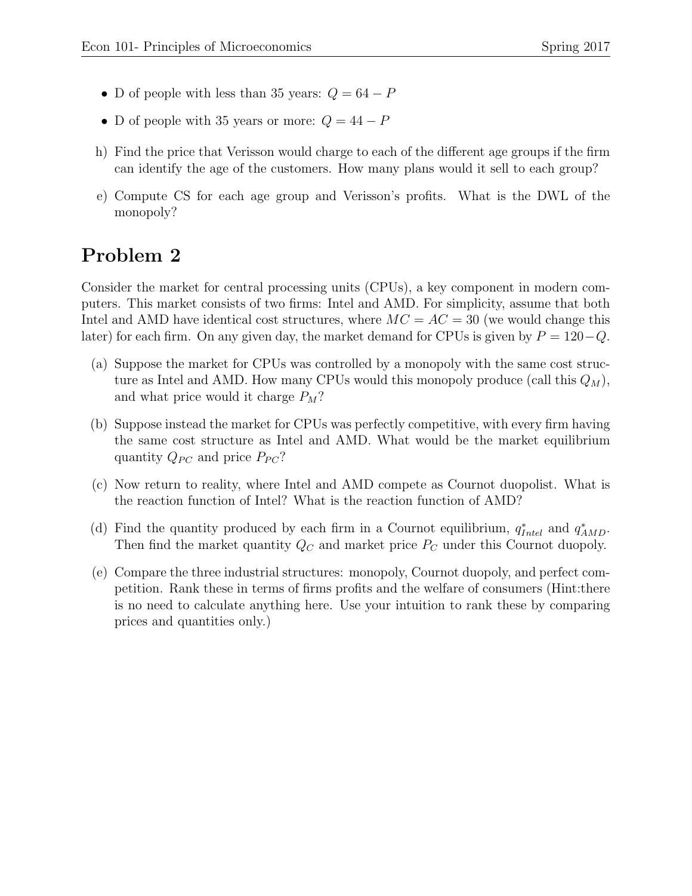- D of people with less than 35 years: $Q = 64 - P$
- D of people with 35 years or more: $Q = 44 - P$

h) Find the price that Verisson would charge to each of the different age groups if the firm can identify the age of the customers. How many plans would it sell to each group?

e) Compute CS for each age group and Verisson's profits. What is the DWL of the monopoly?

# Problem 2

Consider the market for central processing units (CPUs), a key component in modern computers. This market consists of two firms: Intel and AMD. For simplicity, assume that both Intel and AMD have identical cost structures, where $MC = AC = 30$ (we would change this later) for each firm. On any given day, the market demand for CPUs is given by $P = 120 - Q$.

(a) Suppose the market for CPUs was controlled by a monopoly with the same cost structure as Intel and AMD. How many CPUs would this monopoly produce (call this $Q_M$), and what price would it charge $P_M$?

(b) Suppose instead the market for CPUs was perfectly competitive, with every firm having the same cost structure as Intel and AMD. What would be the market equilibrium quantity $Q_{PC}$ and price $P_{PC}$?

(c) Now return to reality, where Intel and AMD compete as Cournot duopolist. What is the reaction function of Intel? What is the reaction function of AMD?

(d) Find the quantity produced by each firm in a Cournot equilibrium, $q^*_{Intel}$ and $q^*_{AMD}$. Then find the market quantity $Q_C$ and market price $P_C$ under this Cournot duopoly.

(e) Compare the three industrial structures: monopoly, Cournot duopoly, and perfect competition. Rank these in terms of firms profits and the welfare of consumers (Hint:there is no need to calculate anything here. Use your intuition to rank these by comparing prices and quantities only.)